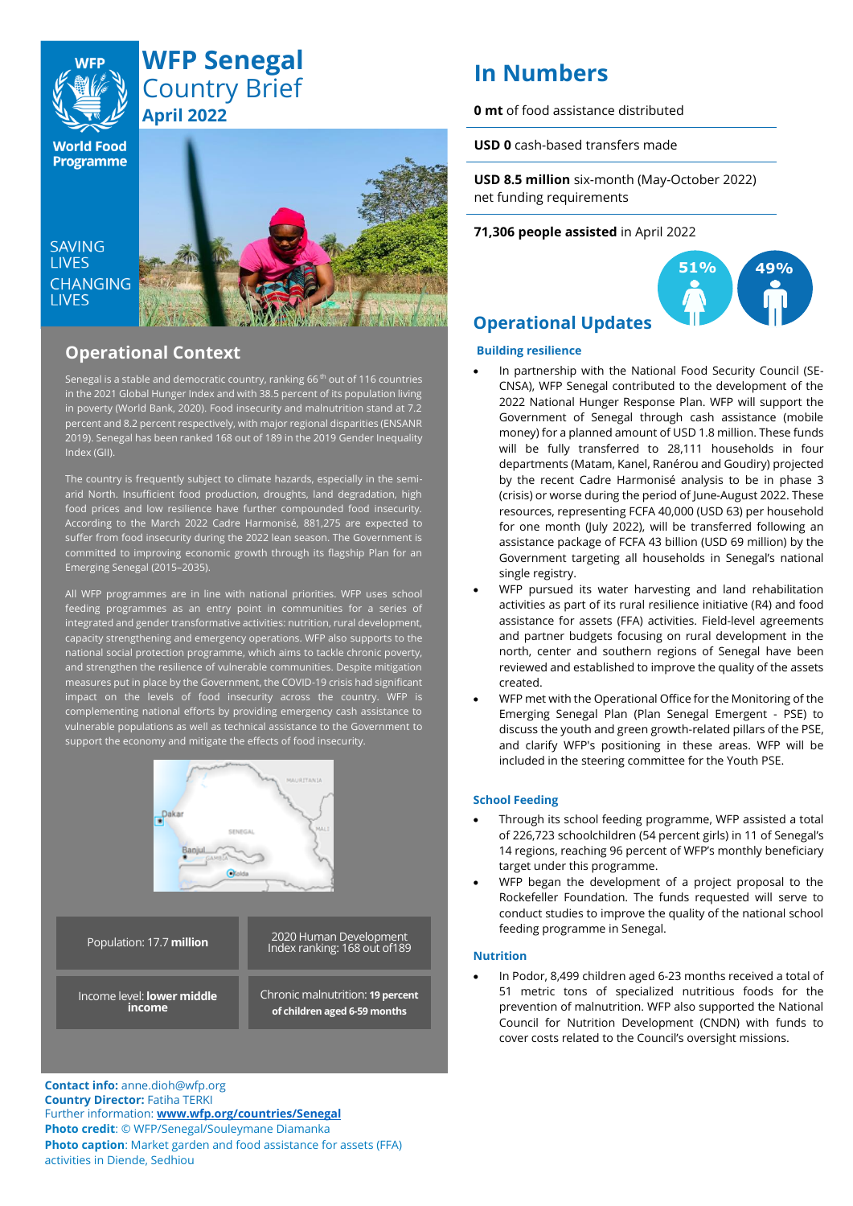# WFP Senegal Country Brief

**April 2022**

SAVING LIVES CHANGING LIVES

## Operational Context

Senegal is a stable and democratic country, ranking 66[th] out of 116 countries in the 2021 Global Hunger Index and with 38.5 percent of its population living in poverty (World Bank, 2020). Food insecurity and malnutrition stand at 7.2 percent and 8.2 percent respectively, with major regional disparities (ENSANR 2019). Senegal has been ranked 168 out of 189 in the 2019 Gender Inequality Index (GII).

The country is frequently subject to climate hazards, especially in the semi-arid North. Insufficient food production, droughts, land degradation, high food prices and low resilience have further compounded food insecurity. According to the March 2022 Cadre Harmonisé, 881,275 are expected to suffer from food insecurity during the 2022 lean season. The Government is committed to improving economic growth through its flagship Plan for an Emerging Senegal (2015–2035).

All WFP programmes are in line with national priorities. WFP uses school feeding programmes as an entry point in communities for a series of integrated and gender transformative activities: nutrition, rural development, capacity strengthening and emergency operations. WFP also supports to the national social protection programme, which aims to tackle chronic poverty, and strengthen the resilience of vulnerable communities. Despite mitigation measures put in place by the Government, the COVID-19 crisis had significant impact on the levels of food insecurity across the country. WFP is complementing national efforts by providing emergency cash assistance to vulnerable populations as well as technical assistance to the Government to support the economy and mitigate the effects of food insecurity.

| Population: 17.7 **million** | 2020 Human Development Index ranking: 168 out of189 |
|---|---|
| Income level: **lower middle income** | Chronic malnutrition: **19 percent of children aged 6-59 months** |

**Contact info:** anne.dioh@wfp.org
**Country Director:** Fatiha TERKI
Further information: **www.wfp.org/countries/Senegal**
**Photo credit**: © WFP/Senegal/Souleymane Diamanka
**Photo caption**: Market garden and food assistance for assets (FFA) activities in Diende, Sedhiou

## In Numbers

**0 mt** of food assistance distributed

**USD 0** cash-based transfers made

**USD 8.5 million** six-month (May-October 2022) net funding requirements

**71,306 people assisted** in April 2022

51% | 49%

## Operational Updates

### Building resilience

- In partnership with the National Food Security Council (SE-CNSA), WFP Senegal contributed to the development of the 2022 National Hunger Response Plan. WFP will support the Government of Senegal through cash assistance (mobile money) for a planned amount of USD 1.8 million. These funds will be fully transferred to 28,111 households in four departments (Matam, Kanel, Ranérou and Goudiry) projected by the recent Cadre Harmonisé analysis to be in phase 3 (crisis) or worse during the period of June-August 2022. These resources, representing FCFA 40,000 (USD 63) per household for one month (July 2022), will be transferred following an assistance package of FCFA 43 billion (USD 69 million) by the Government targeting all households in Senegal's national single registry.
- WFP pursued its water harvesting and land rehabilitation activities as part of its rural resilience initiative (R4) and food assistance for assets (FFA) activities. Field-level agreements and partner budgets focusing on rural development in the north, center and southern regions of Senegal have been reviewed and established to improve the quality of the assets created.
- WFP met with the Operational Office for the Monitoring of the Emerging Senegal Plan (Plan Senegal Emergent - PSE) to discuss the youth and green growth-related pillars of the PSE, and clarify WFP's positioning in these areas. WFP will be included in the steering committee for the Youth PSE.

### School Feeding

- Through its school feeding programme, WFP assisted a total of 226,723 schoolchildren (54 percent girls) in 11 of Senegal's 14 regions, reaching 96 percent of WFP's monthly beneficiary target under this programme.
- WFP began the development of a project proposal to the Rockefeller Foundation. The funds requested will serve to conduct studies to improve the quality of the national school feeding programme in Senegal.

### Nutrition

- In Podor, 8,499 children aged 6-23 months received a total of 51 metric tons of specialized nutritious foods for the prevention of malnutrition. WFP also supported the National Council for Nutrition Development (CNDN) with funds to cover costs related to the Council's oversight missions.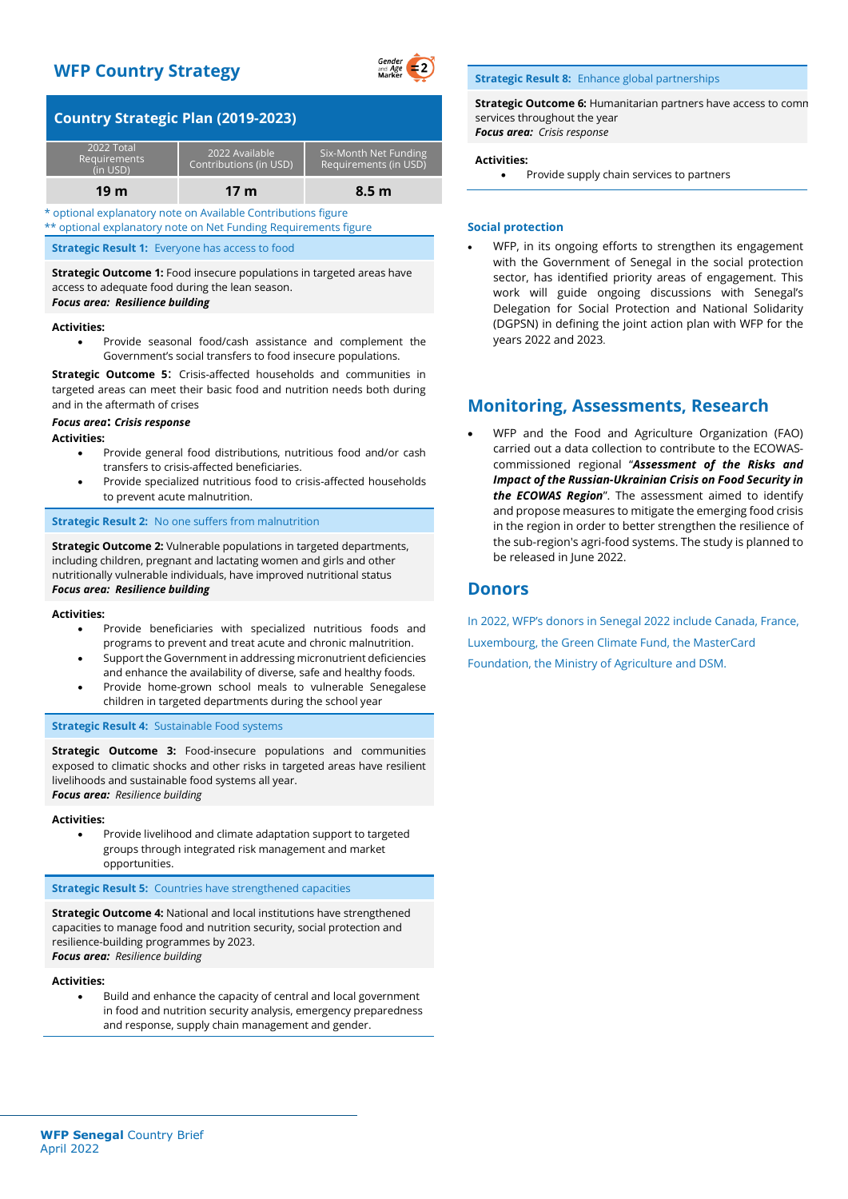## WFP Country Strategy

Gender and Age Marker 2

### Country Strategic Plan (2019-2023)

| 2022 Total Requirements (in USD) | 2022 Available Contributions (in USD) | Six-Month Net Funding Requirements (in USD) |
|---|---|---|
| 19 m | 17 m | 8.5 m |

\* optional explanatory note on Available Contributions figure
\*\* optional explanatory note on Net Funding Requirements figure

**Strategic Result 1:** Everyone has access to food

**Strategic Outcome 1:** Food insecure populations in targeted areas have access to adequate food during the lean season.
***Focus area:* *Resilience building***

**Activities:**

- Provide seasonal food/cash assistance and complement the Government's social transfers to food insecure populations.

**Strategic Outcome 5:** Crisis-affected households and communities in targeted areas can meet their basic food and nutrition needs both during and in the aftermath of crises

***Focus area*: *Crisis response***

**Activities:**

- Provide general food distributions, nutritious food and/or cash transfers to crisis-affected beneficiaries.
- Provide specialized nutritious food to crisis-affected households to prevent acute malnutrition.

**Strategic Result 2:** No one suffers from malnutrition

**Strategic Outcome 2:** Vulnerable populations in targeted departments, including children, pregnant and lactating women and girls and other nutritionally vulnerable individuals, have improved nutritional status
***Focus area:* *Resilience building***

**Activities:**

- Provide beneficiaries with specialized nutritious foods and programs to prevent and treat acute and chronic malnutrition.
- Support the Government in addressing micronutrient deficiencies and enhance the availability of diverse, safe and healthy foods.
- Provide home-grown school meals to vulnerable Senegalese children in targeted departments during the school year

**Strategic Result 4:** Sustainable Food systems

**Strategic Outcome 3:** Food-insecure populations and communities exposed to climatic shocks and other risks in targeted areas have resilient livelihoods and sustainable food systems all year.
***Focus area:*** *Resilience building*

**Activities:**

- Provide livelihood and climate adaptation support to targeted groups through integrated risk management and market opportunities.

**Strategic Result 5:** Countries have strengthened capacities

**Strategic Outcome 4:** National and local institutions have strengthened capacities to manage food and nutrition security, social protection and resilience-building programmes by 2023.
***Focus area:*** *Resilience building*

**Activities:**

- Build and enhance the capacity of central and local government in food and nutrition security analysis, emergency preparedness and response, supply chain management and gender.

**Strategic Result 8:** Enhance global partnerships

**Strategic Outcome 6:** Humanitarian partners have access to comm services throughout the year
***Focus area:*** *Crisis response*

**Activities:**

- Provide supply chain services to partners

### Social protection

- WFP, in its ongoing efforts to strengthen its engagement with the Government of Senegal in the social protection sector, has identified priority areas of engagement. This work will guide ongoing discussions with Senegal's Delegation for Social Protection and National Solidarity (DGPSN) in defining the joint action plan with WFP for the years 2022 and 2023.

## Monitoring, Assessments, Research

- WFP and the Food and Agriculture Organization (FAO) carried out a data collection to contribute to the ECOWAS-commissioned regional "***Assessment of the Risks and Impact of the Russian-Ukrainian Crisis on Food Security in the ECOWAS Region***". The assessment aimed to identify and propose measures to mitigate the emerging food crisis in the region in order to better strengthen the resilience of the sub-region's agri-food systems. The study is planned to be released in June 2022.

## Donors

In 2022, WFP's donors in Senegal 2022 include Canada, France, Luxembourg, the Green Climate Fund, the MasterCard Foundation, the Ministry of Agriculture and DSM.